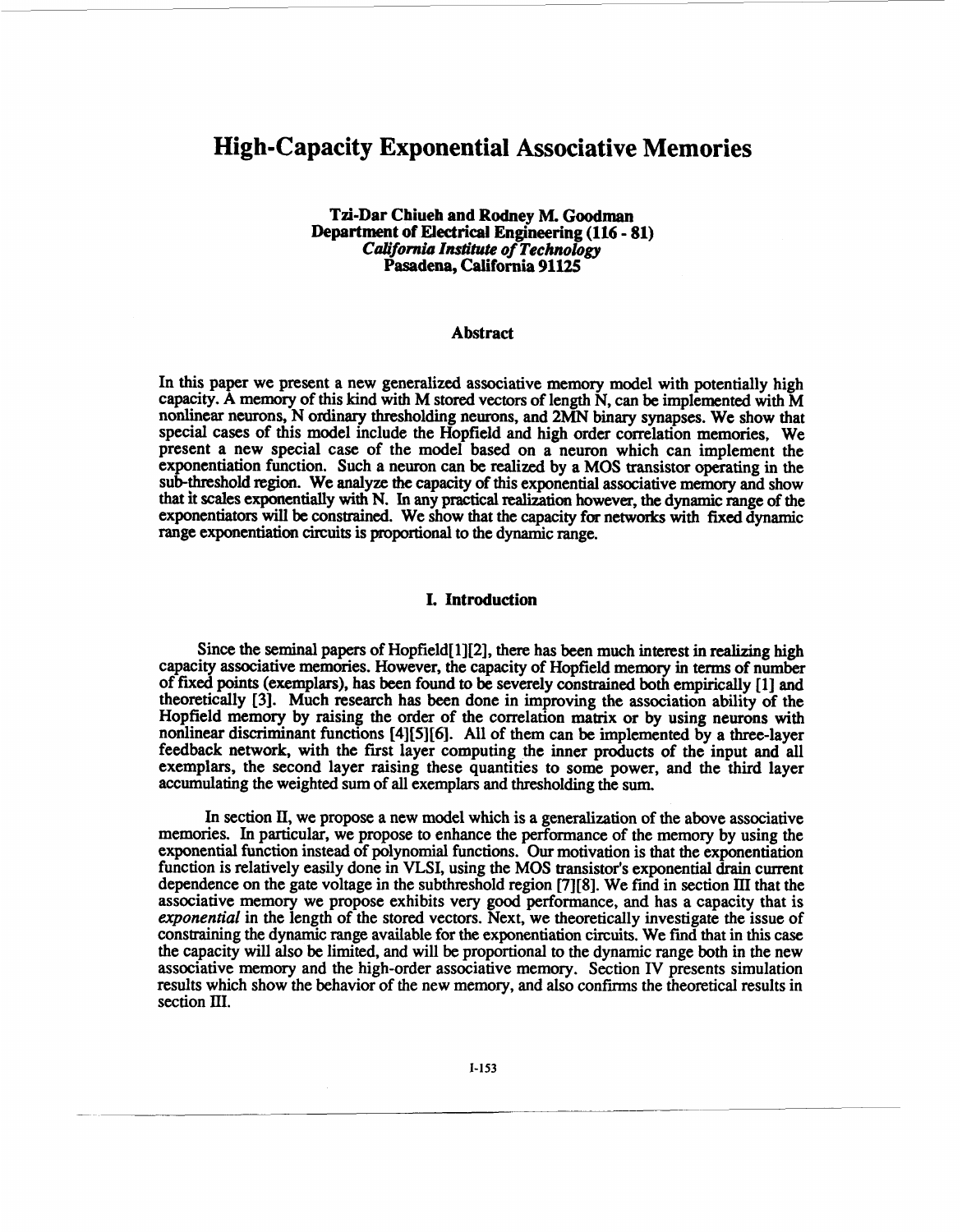# High-Capacity Exponential Associative Memories

**Tzi-Dar Chiueh and Rodney M. Goodman**
**Department of Electrical Engineering (116 - 81)**
***California Institute of Technology***
**Pasadena, California 91125**

## Abstract

In this paper we present a new generalized associative memory model with potentially high capacity. A memory of this kind with M stored vectors of length N, can be implemented with M nonlinear neurons, N ordinary thresholding neurons, and 2MN binary synapses. We show that special cases of this model include the Hopfield and high order correlation memories. We present a new special case of the model based on a neuron which can implement the exponentiation function. Such a neuron can be realized by a MOS transistor operating in the sub-threshold region. We analyze the capacity of this exponential associative memory and show that it scales exponentially with N. In any practical realization however, the dynamic range of the exponentiators will be constrained. We show that the capacity for networks with fixed dynamic range exponentiation circuits is proportional to the dynamic range.

## I. Introduction

Since the seminal papers of Hopfield[1][2], there has been much interest in realizing high capacity associative memories. However, the capacity of Hopfield memory in terms of number of fixed points (exemplars), has been found to be severely constrained both empirically [1] and theoretically [3]. Much research has been done in improving the association ability of the Hopfield memory by raising the order of the correlation matrix or by using neurons with nonlinear discriminant functions [4][5][6]. All of them can be implemented by a three-layer feedback network, with the first layer computing the inner products of the input and all exemplars, the second layer raising these quantities to some power, and the third layer accumulating the weighted sum of all exemplars and thresholding the sum.

In section II, we propose a new model which is a generalization of the above associative memories. In particular, we propose to enhance the performance of the memory by using the exponential function instead of polynomial functions. Our motivation is that the exponentiation function is relatively easily done in VLSI, using the MOS transistor's exponential drain current dependence on the gate voltage in the subthreshold region [7][8]. We find in section III that the associative memory we propose exhibits very good performance, and has a capacity that is *exponential* in the length of the stored vectors. Next, we theoretically investigate the issue of constraining the dynamic range available for the exponentiation circuits. We find that in this case the capacity will also be limited, and will be proportional to the dynamic range both in the new associative memory and the high-order associative memory. Section IV presents simulation results which show the behavior of the new memory, and also confirms the theoretical results in section III.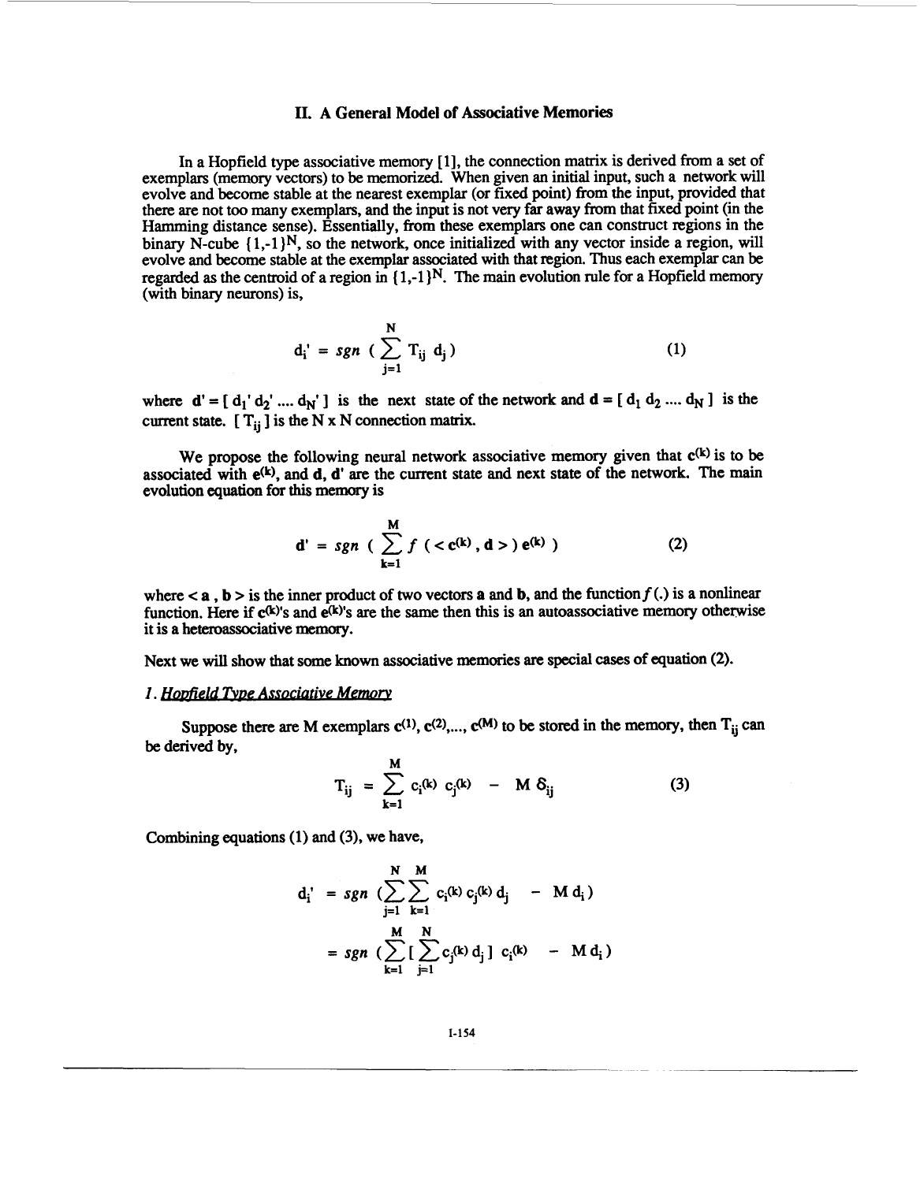## II. A General Model of Associative Memories

In a Hopfield type associative memory [1], the connection matrix is derived from a set of exemplars (memory vectors) to be memorized. When given an initial input, such a network will evolve and become stable at the nearest exemplar (or fixed point) from the input, provided that there are not too many exemplars, and the input is not very far away from that fixed point (in the Hamming distance sense). Essentially, from these exemplars one can construct regions in the binary N-cube $\{1,-1\}^N$, so the network, once initialized with any vector inside a region, will evolve and become stable at the exemplar associated with that region. Thus each exemplar can be regarded as the centroid of a region in $\{1,-1\}^N$. The main evolution rule for a Hopfield memory (with binary neurons) is,

$$d_i' = sgn\left( \sum_{j=1}^{N} T_{ij}\, d_j \right) \tag{1}$$

where $\mathbf{d}' = [\, d_1' \, d_2' \, .... \, d_N' \,]$ is the next state of the network and $\mathbf{d} = [\, d_1 \, d_2 \, .... \, d_N \,]$ is the current state. $[\, T_{ij} \,]$ is the N x N connection matrix.

We propose the following neural network associative memory given that $\mathbf{c}^{(k)}$ is to be associated with $\mathbf{e}^{(k)}$, and $\mathbf{d}$, $\mathbf{d}'$ are the current state and next state of the network. The main evolution equation for this memory is

$$\mathbf{d}' = sgn\left( \sum_{k=1}^{M} f\left( < \mathbf{c}^{(k)}, \mathbf{d} > \right) \mathbf{e}^{(k)} \right) \tag{2}$$

where $< \mathbf{a}, \mathbf{b} >$ is the inner product of two vectors $\mathbf{a}$ and $\mathbf{b}$, and the function $f(.)$ is a nonlinear function. Here if $\mathbf{c}^{(k)}$'s and $\mathbf{e}^{(k)}$'s are the same then this is an autoassociative memory otherwise it is a heteroassociative memory.

Next we will show that some known associative memories are special cases of equation (2).

*1. Hopfield Type Associative Memory*

Suppose there are M exemplars $\mathbf{c}^{(1)}, \mathbf{c}^{(2)}, ..., \mathbf{c}^{(M)}$ to be stored in the memory, then $T_{ij}$ can be derived by,

$$T_{ij} = \sum_{k=1}^{M} c_i^{(k)}\, c_j^{(k)} \; - \; M\, \delta_{ij} \tag{3}$$

Combining equations (1) and (3), we have,

$$\begin{aligned} d_i' &= sgn\left( \sum_{j=1}^{N} \sum_{k=1}^{M} c_i^{(k)}\, c_j^{(k)}\, d_j \; - \; M\, d_i \right) \\ &= sgn\left( \sum_{k=1}^{M} \left[ \sum_{j=1}^{N} c_j^{(k)}\, d_j \right] c_i^{(k)} \; - \; M\, d_i \right) \end{aligned}$$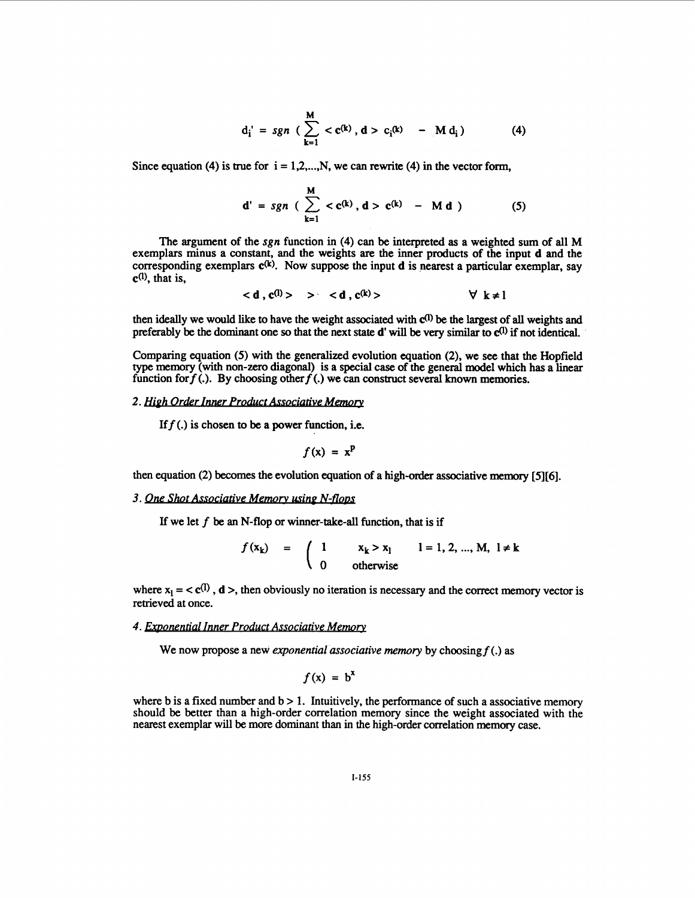$$d_i' = sgn\ \Big(\sum_{k=1}^{M} < \mathbf{c}^{(k)}, \mathbf{d} > c_i^{(k)} \quad - \ M\, d_i\Big) \tag{4}$$

Since equation (4) is true for $i = 1,2,...,N$, we can rewrite (4) in the vector form,

$$\mathbf{d}' = sgn\ \Big(\sum_{k=1}^{M} < \mathbf{c}^{(k)}, \mathbf{d} > \mathbf{c}^{(k)} \quad - \ M\, \mathbf{d}\ \Big) \tag{5}$$

The argument of the *sgn* function in (4) can be interpreted as a weighted sum of all M exemplars minus a constant, and the weights are the inner products of the input **d** and the corresponding exemplars $\mathbf{c}^{(k)}$. Now suppose the input **d** is nearest a particular exemplar, say $\mathbf{c}^{(l)}$, that is,

$$< \mathbf{d}\, , \mathbf{c}^{(l)} > \ \ > \ < \mathbf{d}\, , \mathbf{c}^{(k)} > \qquad\qquad \forall\ k \neq l$$

then ideally we would like to have the weight associated with $\mathbf{c}^{(l)}$ be the largest of all weights and preferably be the dominant one so that the next state **d'** will be very similar to $\mathbf{c}^{(l)}$ if not identical.

Comparing equation (5) with the generalized evolution equation (2), we see that the Hopfield type memory (with non-zero diagonal) is a special case of the general model which has a linear function for $f(.)$. By choosing other $f(.)$ we can construct several known memories.

*2. High Order Inner Product Associative Memory*

If $f(.)$ is chosen to be a power function, i.e.

$$f(x) = x^P$$

then equation (2) becomes the evolution equation of a high-order associative memory [5][6].

*3. One Shot Associative Memory using N-flops*

If we let $f$ be an N-flop or winner-take-all function, that is if

$$f(x_k) = \begin{cases} 1 & x_k > x_l \qquad l = 1, 2, ..., M,\ l \neq k \\ 0 & \text{otherwise} \end{cases}$$

where $x_l = < \mathbf{c}^{(l)}, \mathbf{d} >$, then obviously no iteration is necessary and the correct memory vector is retrieved at once.

*4. Exponential Inner Product Associative Memory*

We now propose a new *exponential associative memory* by choosing $f(.)$ as

$$f(x) = b^x$$

where b is a fixed number and $b > 1$. Intuitively, the performance of such a associative memory should be better than a high-order correlation memory since the weight associated with the nearest exemplar will be more dominant than in the high-order correlation memory case.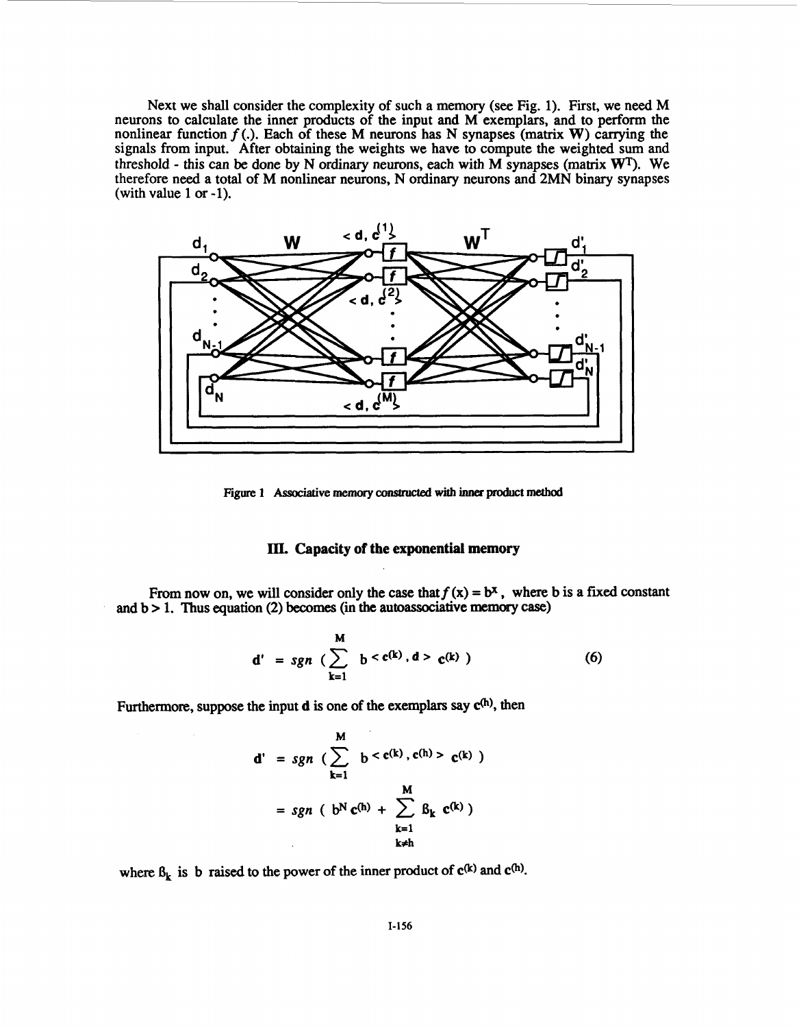Next we shall consider the complexity of such a memory (see Fig. 1). First, we need M neurons to calculate the inner products of the input and M exemplars, and to perform the nonlinear function $f(.)$. Each of these M neurons has N synapses (matrix **W**) carrying the signals from input. After obtaining the weights we have to compute the weighted sum and threshold - this can be done by N ordinary neurons, each with M synapses (matrix $\mathbf{W}^T$). We therefore need a total of M nonlinear neurons, N ordinary neurons and 2MN binary synapses (with value 1 or -1).

Figure 1 Associative memory constructed with inner product method

## III. Capacity of the exponential memory

From now on, we will consider only the case that $f(x) = b^x$, where b is a fixed constant and $b > 1$. Thus equation (2) becomes (in the autoassociative memory case)

$$\mathbf{d'} = sgn\left(\sum_{k=1}^{M} b^{<\mathbf{c}^{(k)},\,\mathbf{d}>}\,\mathbf{c}^{(k)}\right) \tag{6}$$

Furthermore, suppose the input **d** is one of the exemplars say $\mathbf{c}^{(h)}$, then

$$\mathbf{d'} = sgn\left(\sum_{k=1}^{M} b^{<\mathbf{c}^{(k)},\,\mathbf{c}^{(h)}>}\,\mathbf{c}^{(k)}\right)$$

$$= sgn\left(b^N \mathbf{c}^{(h)} + \sum_{\substack{k=1\\k\neq h}}^{M} \beta_k\,\mathbf{c}^{(k)}\right)$$

where $\beta_k$ is b raised to the power of the inner product of $\mathbf{c}^{(k)}$ and $\mathbf{c}^{(h)}$.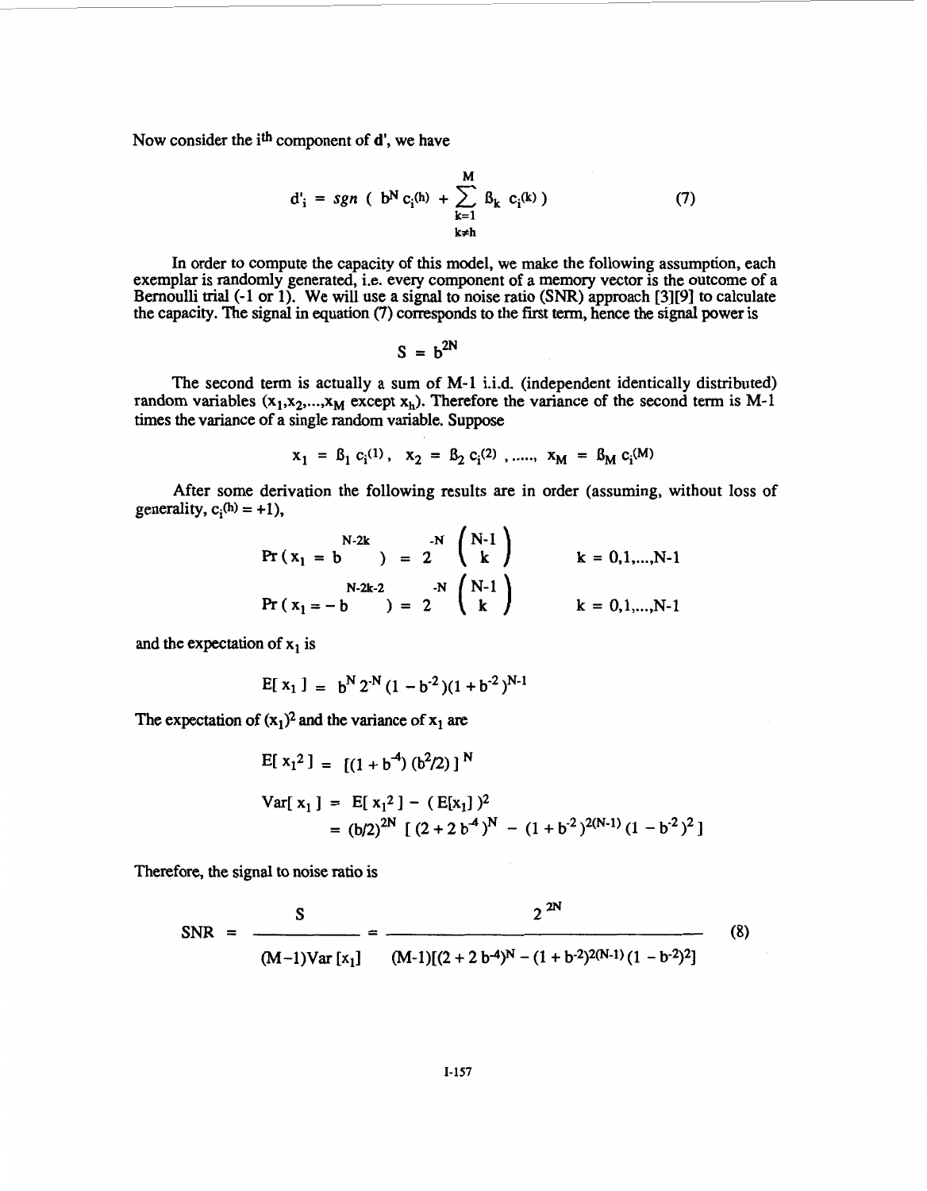Now consider the $i^{th}$ component of $\mathbf{d}'$, we have

$$d'_i = sgn\ (\ b^N c_i^{(h)} + \sum_{\substack{k=1 \\ k \neq h}}^{M} \beta_k\ c_i^{(k)}\ ) \tag{7}$$

In order to compute the capacity of this model, we make the following assumption, each exemplar is randomly generated, i.e. every component of a memory vector is the outcome of a Bernoulli trial (-1 or 1). We will use a signal to noise ratio (SNR) approach [3][9] to calculate the capacity. The signal in equation (7) corresponds to the first term, hence the signal power is

$$S = b^{2N}$$

The second term is actually a sum of M-1 i.i.d. (independent identically distributed) random variables ($x_1, x_2, \ldots, x_M$ except $x_h$). Therefore the variance of the second term is M-1 times the variance of a single random variable. Suppose

$$x_1 = \beta_1\ c_i^{(1)},\ \ x_2 = \beta_2\ c_i^{(2)}\ , \ldots\ldots,\ \ x_M = \beta_M\ c_i^{(M)}$$

After some derivation the following results are in order (assuming, without loss of generality, $c_i^{(h)} = +1$),

$$\Pr(\ x_1 = b^{N-2k}\ ) = 2^{-N}\binom{N-1}{k} \qquad k = 0,1,\ldots,N-1$$

$$\Pr(\ x_1 = -\ b^{N-2k-2}\ ) = 2^{-N}\binom{N-1}{k} \qquad k = 0,1,\ldots,N-1$$

and the expectation of $x_1$ is

$$E[\ x_1\ ] = b^N\ 2^{-N}\ (1 - b^{-2})(1 + b^{-2})^{N-1}$$

The expectation of $(x_1)^2$ and the variance of $x_1$ are

$$E[\ x_1^2\ ] = [(1 + b^{-4})\ (b^2/2)\ ]^N$$

$$\begin{aligned} Var[\ x_1\ ] &= E[\ x_1^2\ ] - (\ E[x_1]\ )^2 \\ &= (b/2)^{2N}\ [\ (2 + 2\ b^{-4})^N\ -\ (1 + b^{-2})^{2(N-1)}\ (1\ - b^{-2})^2\ ] \end{aligned}$$

Therefore, the signal to noise ratio is

$$SNR = \frac{S}{(M-1)Var\ [x_1]} = \frac{2^{\ 2N}}{(M-1)[(2 + 2\ b^{-4})^N - (1 + b^{-2})^{2(N-1)}\ (1\ - b^{-2})^2]} \tag{8}$$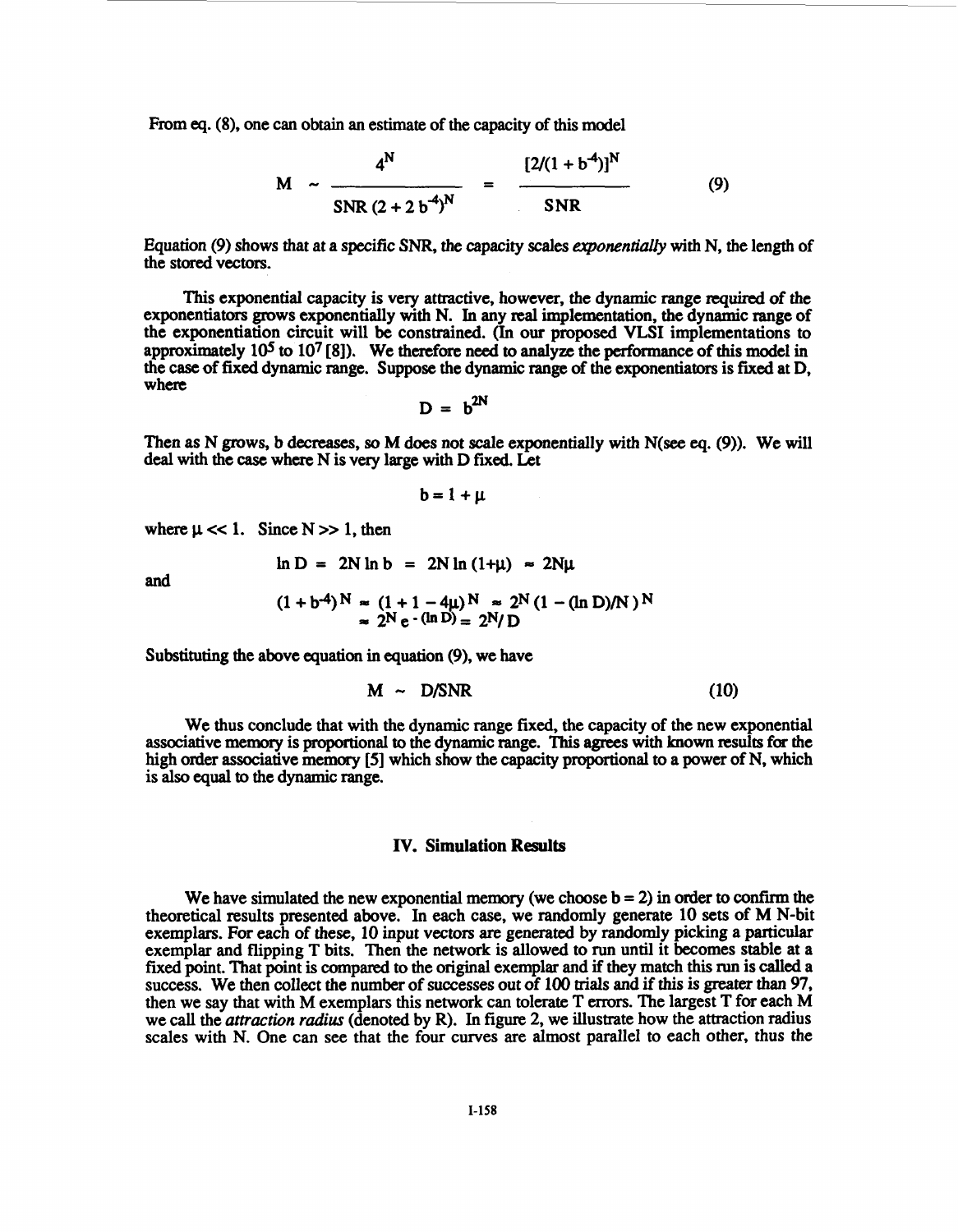From eq. (8), one can obtain an estimate of the capacity of this model

$$M \sim \frac{4^N}{\text{SNR}\,(2 + 2\,b^{-4})^N} = \frac{[2/(1 + b^{-4})]^N}{\text{SNR}} \qquad (9)$$

Equation (9) shows that at a specific SNR, the capacity scales *exponentially* with N, the length of the stored vectors.

This exponential capacity is very attractive, however, the dynamic range required of the exponentiators grows exponentially with N. In any real implementation, the dynamic range of the exponentiation circuit will be constrained. (In our proposed VLSI implementations to approximately $10^5$ to $10^7$ [8]). We therefore need to analyze the performance of this model in the case of fixed dynamic range. Suppose the dynamic range of the exponentiators is fixed at D, where

$$D = b^{2N}$$

Then as N grows, b decreases, so M does not scale exponentially with N(see eq. (9)). We will deal with the case where N is very large with D fixed. Let

$$b = 1 + \mu$$

where $\mu \ll 1$. Since $N \gg 1$, then

$$\ln D = 2N \ln b = 2N \ln(1+\mu) \approx 2N\mu$$

and

$$(1 + b^{-4})^N \approx (1 + 1 - 4\mu)^N \approx 2^N (1 - (\ln D)/N)^N \approx 2^N e^{-(\ln D)} = 2^N / D$$

Substituting the above equation in equation (9), we have

$$M \sim D/\text{SNR} \qquad (10)$$

We thus conclude that with the dynamic range fixed, the capacity of the new exponential associative memory is proportional to the dynamic range. This agrees with known results for the high order associative memory [5] which show the capacity proportional to a power of N, which is also equal to the dynamic range.

## IV. Simulation Results

We have simulated the new exponential memory (we choose b = 2) in order to confirm the theoretical results presented above. In each case, we randomly generate 10 sets of M N-bit exemplars. For each of these, 10 input vectors are generated by randomly picking a particular exemplar and flipping T bits. Then the network is allowed to run until it becomes stable at a fixed point. That point is compared to the original exemplar and if they match this run is called a success. We then collect the number of successes out of 100 trials and if this is greater than 97, then we say that with M exemplars this network can tolerate T errors. The largest T for each M we call the *attraction radius* (denoted by R). In figure 2, we illustrate how the attraction radius scales with N. One can see that the four curves are almost parallel to each other, thus the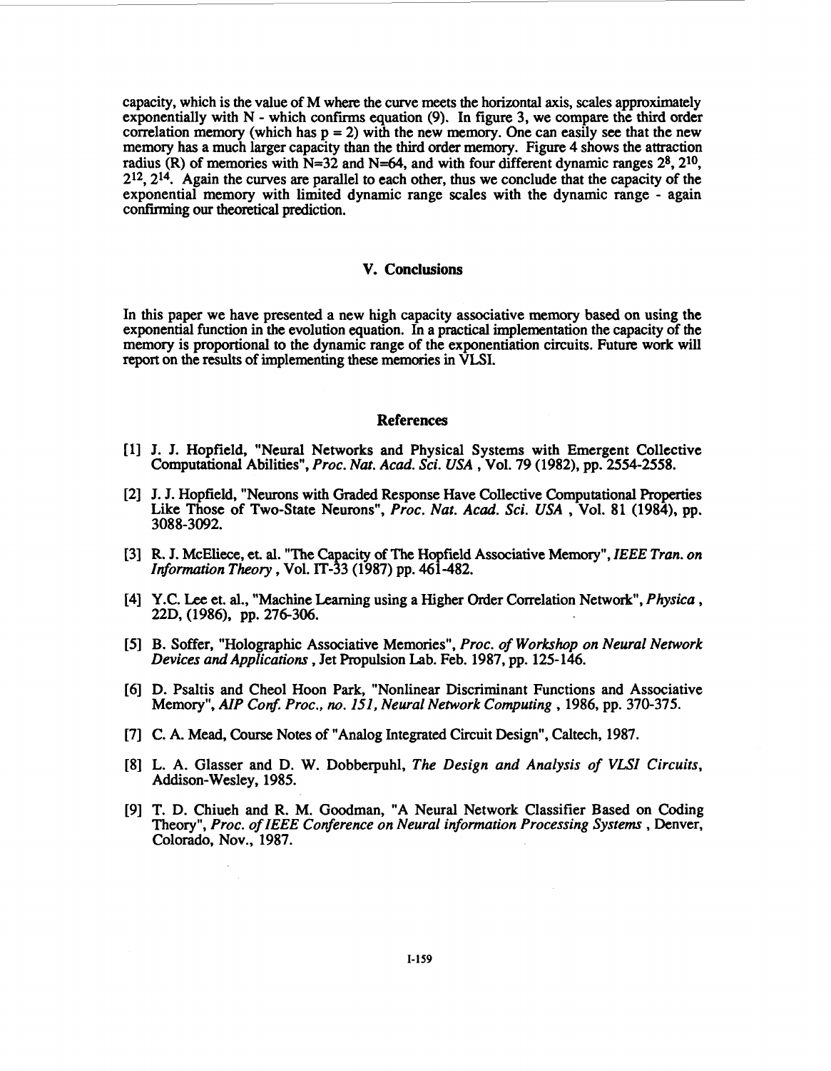capacity, which is the value of M where the curve meets the horizontal axis, scales approximately exponentially with N - which confirms equation (9). In figure 3, we compare the third order correlation memory (which has $p = 2$) with the new memory. One can easily see that the new memory has a much larger capacity than the third order memory. Figure 4 shows the attraction radius (R) of memories with N=32 and N=64, and with four different dynamic ranges $2^8$, $2^{10}$, $2^{12}$, $2^{14}$. Again the curves are parallel to each other, thus we conclude that the capacity of the exponential memory with limited dynamic range scales with the dynamic range - again confirming our theoretical prediction.

## V. Conclusions

In this paper we have presented a new high capacity associative memory based on using the exponential function in the evolution equation. In a practical implementation the capacity of the memory is proportional to the dynamic range of the exponentiation circuits. Future work will report on the results of implementing these memories in VLSI.

## References

[1] J. J. Hopfield, "Neural Networks and Physical Systems with Emergent Collective Computational Abilities", *Proc. Nat. Acad. Sci. USA*, Vol. 79 (1982), pp. 2554-2558.

[2] J. J. Hopfield, "Neurons with Graded Response Have Collective Computational Properties Like Those of Two-State Neurons", *Proc. Nat. Acad. Sci. USA*, Vol. 81 (1984), pp. 3088-3092.

[3] R. J. McEliece, et. al. "The Capacity of The Hopfield Associative Memory", *IEEE Tran. on Information Theory*, Vol. IT-33 (1987) pp. 461-482.

[4] Y.C. Lee et. al., "Machine Learning using a Higher Order Correlation Network", *Physica*, 22D, (1986), pp. 276-306.

[5] B. Soffer, "Holographic Associative Memories", *Proc. of Workshop on Neural Network Devices and Applications*, Jet Propulsion Lab. Feb. 1987, pp. 125-146.

[6] D. Psaltis and Cheol Hoon Park, "Nonlinear Discriminant Functions and Associative Memory", *AIP Conf. Proc., no. 151, Neural Network Computing*, 1986, pp. 370-375.

[7] C. A. Mead, Course Notes of "Analog Integrated Circuit Design", Caltech, 1987.

[8] L. A. Glasser and D. W. Dobberpuhl, *The Design and Analysis of VLSI Circuits*, Addison-Wesley, 1985.

[9] T. D. Chiueh and R. M. Goodman, "A Neural Network Classifier Based on Coding Theory", *Proc. of IEEE Conference on Neural information Processing Systems*, Denver, Colorado, Nov., 1987.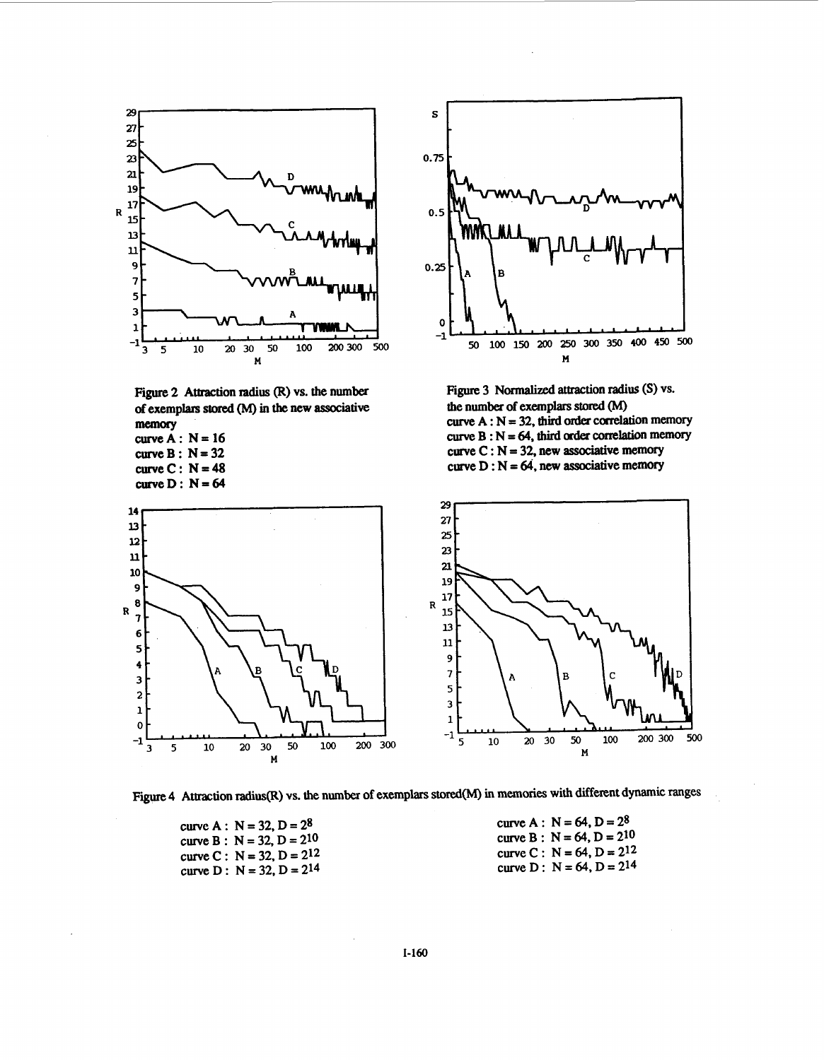29
27
25
23
21
19
17
R 15
13
11
9
7
5
3
1
-1
3 5 10 20 30 50 100 200 300 500
M

D
C
B
A

Figure 2 Attraction radius (R) vs. the number of exemplars stored (M) in the new associative memory
curve A : N = 16
curve B : N = 32
curve C : N = 48
curve D : N = 64

S
0.75
0.5
0.25
0
-1
50 100 150 200 250 300 350 400 450 500
M

D
C
A
B

Figure 3 Normalized attraction radius (S) vs. the number of exemplars stored (M)
curve A : N = 32, third order correlation memory
curve B : N = 64, third order correlation memory
curve C : N = 32, new associative memory
curve D : N = 64, new associative memory

14
13
12
11
10
9
8
R 7
6
5
4
3
2
1
0
-1
3 5 10 20 30 50 100 200 300
M

A
B
C
D

29
27
25
23
21
19
17
R 15
13
11
9
7
5
3
1
-1
5 10 20 30 50 100 200 300 500
M

A
B
C
D

Figure 4 Attraction radius(R) vs. the number of exemplars stored(M) in memories with different dynamic ranges

curve A : N = 32, $D = 2^8$
curve B : N = 32, $D = 2^{10}$
curve C : N = 32, $D = 2^{12}$
curve D : N = 32, $D = 2^{14}$

curve A : N = 64, $D = 2^8$
curve B : N = 64, $D = 2^{10}$
curve C : N = 64, $D = 2^{12}$
curve D : N = 64, $D = 2^{14}$